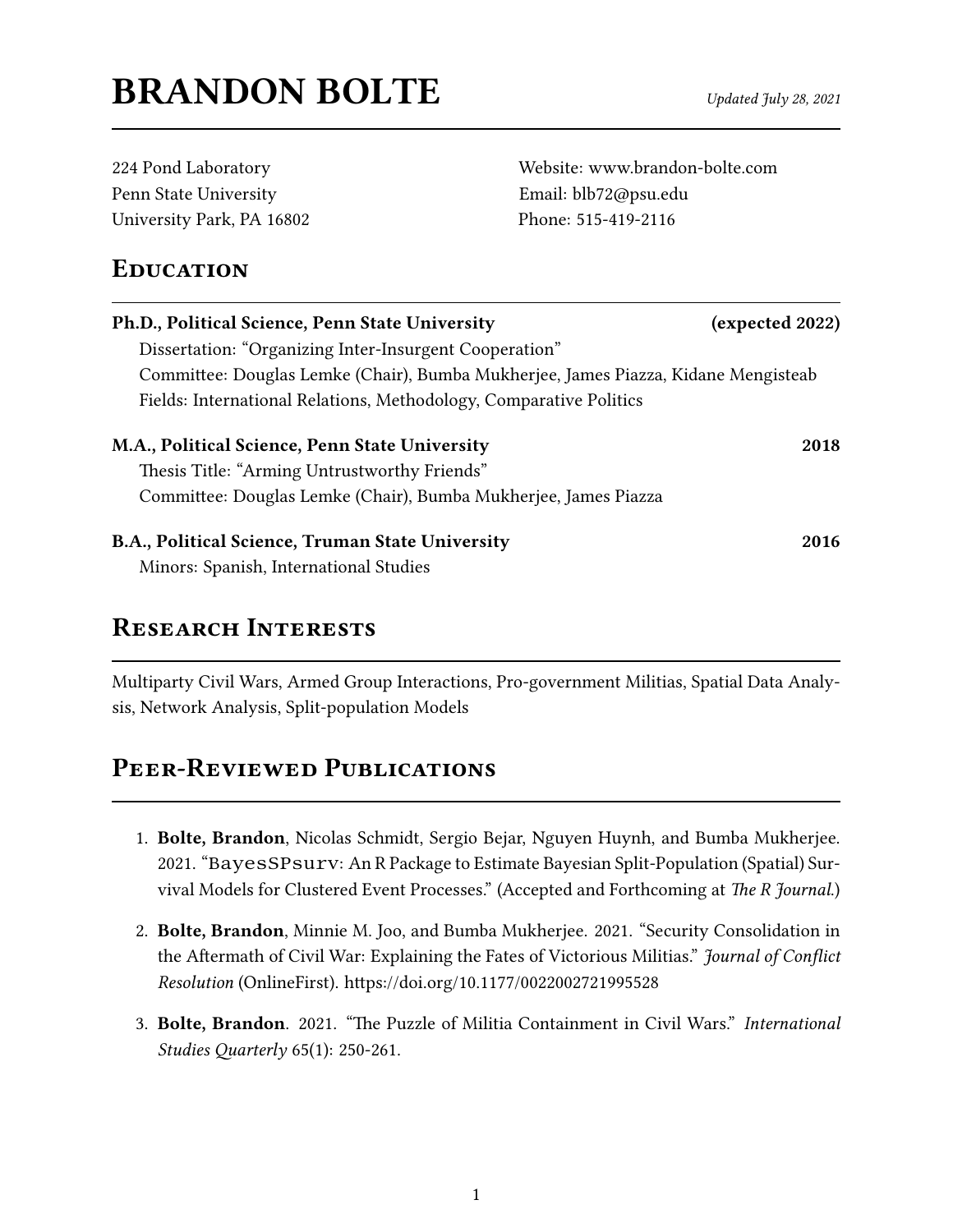# BRANDON BOLTE

*Updated July 28, 2021*

224 Pond Laboratory
Penn State University
University Park, PA 16802

Website: www.brandon-bolte.com
Email: blb72@psu.edu
Phone: 515-419-2116

## Education

**Ph.D., Political Science, Penn State University** **(expected 2022)**
Dissertation: "Organizing Inter-Insurgent Cooperation"
Committee: Douglas Lemke (Chair), Bumba Mukherjee, James Piazza, Kidane Mengisteab
Fields: International Relations, Methodology, Comparative Politics

**M.A., Political Science, Penn State University** **2018**
Thesis Title: "Arming Untrustworthy Friends"
Committee: Douglas Lemke (Chair), Bumba Mukherjee, James Piazza

**B.A., Political Science, Truman State University** **2016**
Minors: Spanish, International Studies

## Research Interests

Multiparty Civil Wars, Armed Group Interactions, Pro-government Militias, Spatial Data Analysis, Network Analysis, Split-population Models

## Peer-Reviewed Publications

1. **Bolte, Brandon**, Nicolas Schmidt, Sergio Bejar, Nguyen Huynh, and Bumba Mukherjee. 2021. "`BayesSPsurv`: An R Package to Estimate Bayesian Split-Population (Spatial) Survival Models for Clustered Event Processes." (Accepted and Forthcoming at *The R Journal*.)

2. **Bolte, Brandon**, Minnie M. Joo, and Bumba Mukherjee. 2021. "Security Consolidation in the Aftermath of Civil War: Explaining the Fates of Victorious Militias." *Journal of Conflict Resolution* (OnlineFirst). https://doi.org/10.1177/0022002721995528

3. **Bolte, Brandon**. 2021. "The Puzzle of Militia Containment in Civil Wars." *International Studies Quarterly* 65(1): 250-261.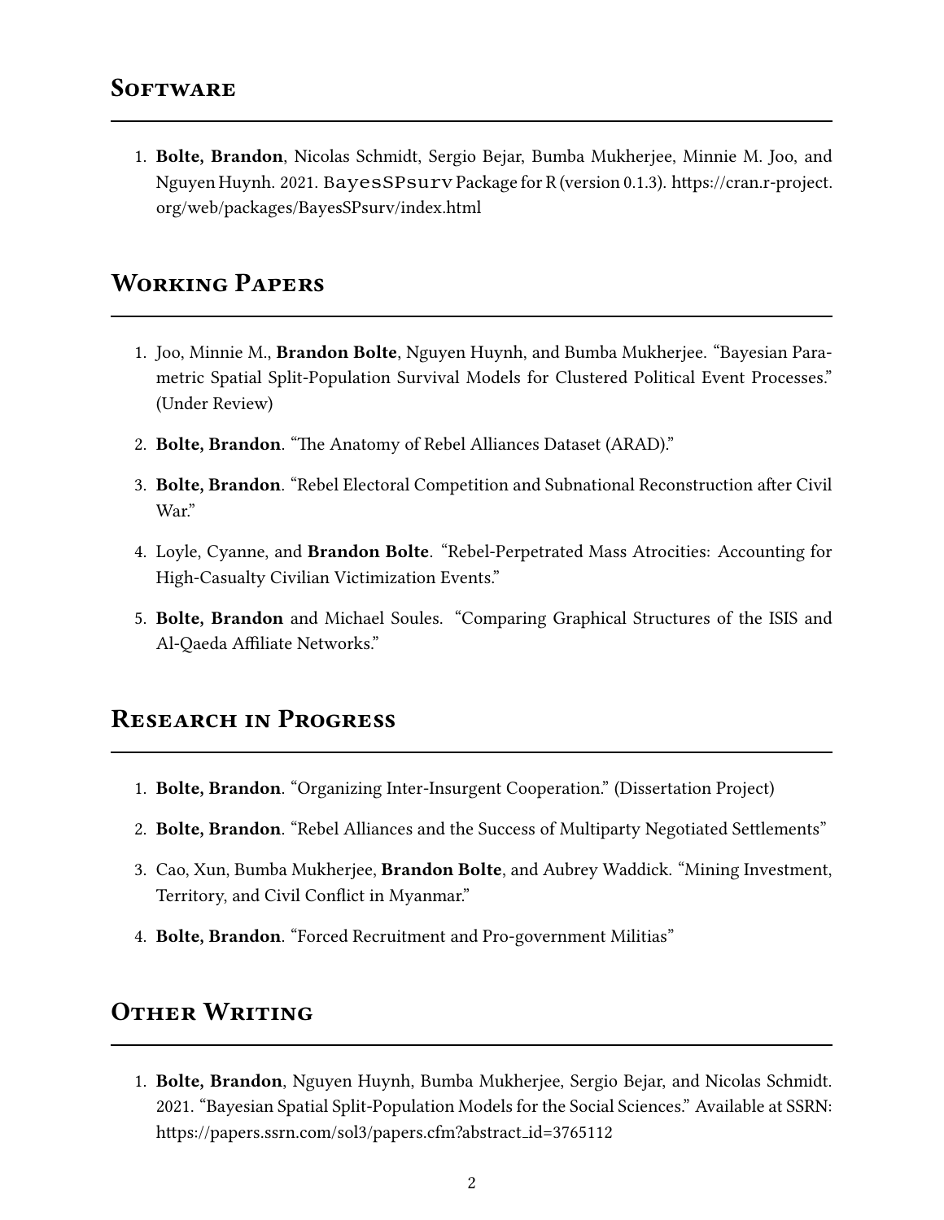## Software

1. **Bolte, Brandon**, Nicolas Schmidt, Sergio Bejar, Bumba Mukherjee, Minnie M. Joo, and Nguyen Huynh. 2021. `BayesSPsurv` Package for R (version 0.1.3). https://cran.r-project.org/web/packages/BayesSPsurv/index.html

## Working Papers

1. Joo, Minnie M., **Brandon Bolte**, Nguyen Huynh, and Bumba Mukherjee. "Bayesian Parametric Spatial Split-Population Survival Models for Clustered Political Event Processes." (Under Review)

2. **Bolte, Brandon**. "The Anatomy of Rebel Alliances Dataset (ARAD)."

3. **Bolte, Brandon**. "Rebel Electoral Competition and Subnational Reconstruction after Civil War."

4. Loyle, Cyanne, and **Brandon Bolte**. "Rebel-Perpetrated Mass Atrocities: Accounting for High-Casualty Civilian Victimization Events."

5. **Bolte, Brandon** and Michael Soules. "Comparing Graphical Structures of the ISIS and Al-Qaeda Affiliate Networks."

## Research in Progress

1. **Bolte, Brandon**. "Organizing Inter-Insurgent Cooperation." (Dissertation Project)

2. **Bolte, Brandon**. "Rebel Alliances and the Success of Multiparty Negotiated Settlements"

3. Cao, Xun, Bumba Mukherjee, **Brandon Bolte**, and Aubrey Waddick. "Mining Investment, Territory, and Civil Conflict in Myanmar."

4. **Bolte, Brandon**. "Forced Recruitment and Pro-government Militias"

## Other Writing

1. **Bolte, Brandon**, Nguyen Huynh, Bumba Mukherjee, Sergio Bejar, and Nicolas Schmidt. 2021. "Bayesian Spatial Split-Population Models for the Social Sciences." Available at SSRN: https://papers.ssrn.com/sol3/papers.cfm?abstract_id=3765112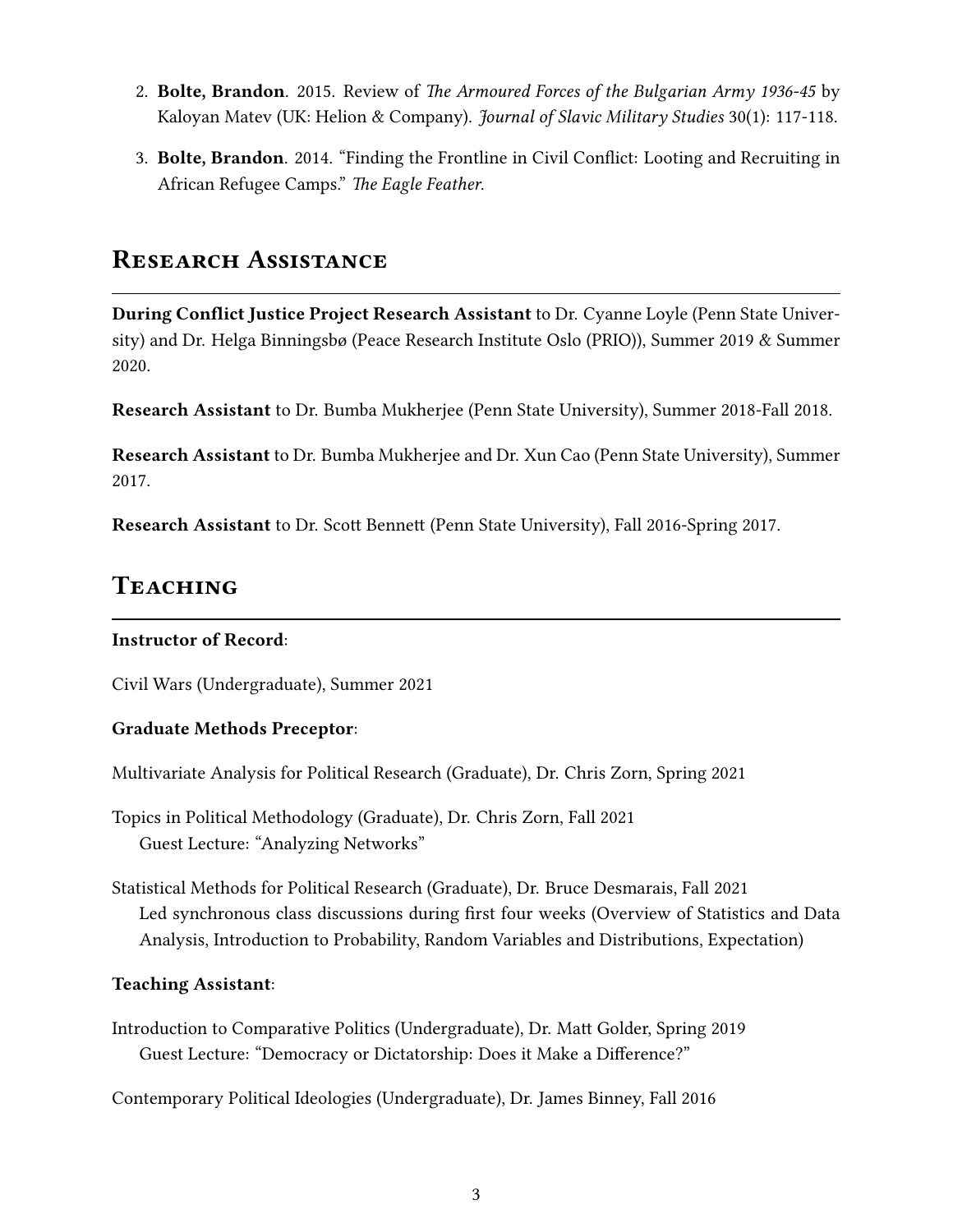2. **Bolte, Brandon**. 2015. Review of *The Armoured Forces of the Bulgarian Army 1936-45* by Kaloyan Matev (UK: Helion & Company). *Journal of Slavic Military Studies* 30(1): 117-118.

3. **Bolte, Brandon**. 2014. "Finding the Frontline in Civil Conflict: Looting and Recruiting in African Refugee Camps." *The Eagle Feather.*

## Research Assistance

**During Conflict Justice Project Research Assistant** to Dr. Cyanne Loyle (Penn State University) and Dr. Helga Binningsbø (Peace Research Institute Oslo (PRIO)), Summer 2019 & Summer 2020.

**Research Assistant** to Dr. Bumba Mukherjee (Penn State University), Summer 2018-Fall 2018.

**Research Assistant** to Dr. Bumba Mukherjee and Dr. Xun Cao (Penn State University), Summer 2017.

**Research Assistant** to Dr. Scott Bennett (Penn State University), Fall 2016-Spring 2017.

## Teaching

**Instructor of Record**:

Civil Wars (Undergraduate), Summer 2021

**Graduate Methods Preceptor**:

Multivariate Analysis for Political Research (Graduate), Dr. Chris Zorn, Spring 2021

Topics in Political Methodology (Graduate), Dr. Chris Zorn, Fall 2021
 Guest Lecture: "Analyzing Networks"

Statistical Methods for Political Research (Graduate), Dr. Bruce Desmarais, Fall 2021
 Led synchronous class discussions during first four weeks (Overview of Statistics and Data Analysis, Introduction to Probability, Random Variables and Distributions, Expectation)

**Teaching Assistant**:

Introduction to Comparative Politics (Undergraduate), Dr. Matt Golder, Spring 2019
 Guest Lecture: "Democracy or Dictatorship: Does it Make a Difference?"

Contemporary Political Ideologies (Undergraduate), Dr. James Binney, Fall 2016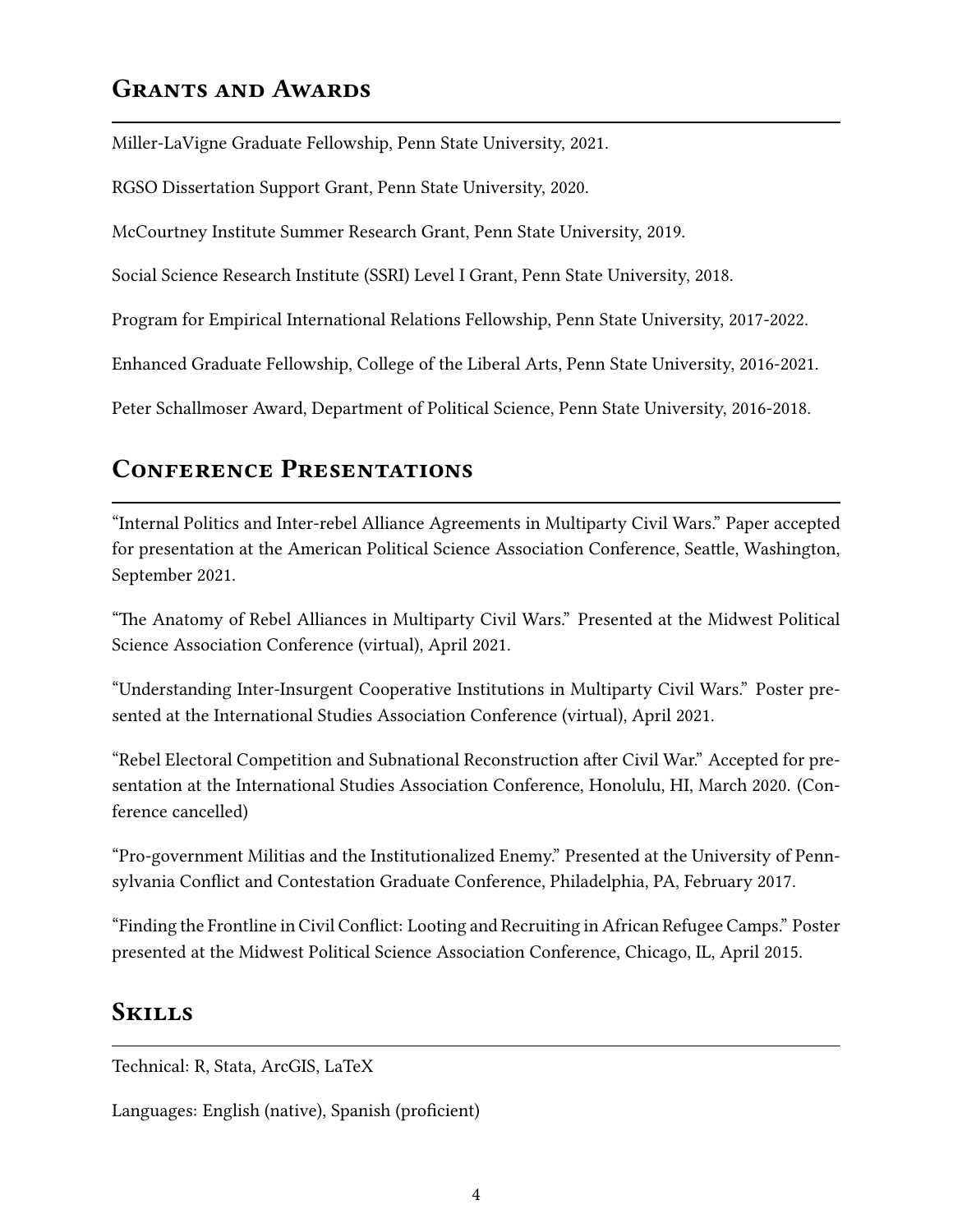## Grants and Awards

Miller-LaVigne Graduate Fellowship, Penn State University, 2021.

RGSO Dissertation Support Grant, Penn State University, 2020.

McCourtney Institute Summer Research Grant, Penn State University, 2019.

Social Science Research Institute (SSRI) Level I Grant, Penn State University, 2018.

Program for Empirical International Relations Fellowship, Penn State University, 2017-2022.

Enhanced Graduate Fellowship, College of the Liberal Arts, Penn State University, 2016-2021.

Peter Schallmoser Award, Department of Political Science, Penn State University, 2016-2018.

## Conference Presentations

"Internal Politics and Inter-rebel Alliance Agreements in Multiparty Civil Wars." Paper accepted for presentation at the American Political Science Association Conference, Seattle, Washington, September 2021.

"The Anatomy of Rebel Alliances in Multiparty Civil Wars." Presented at the Midwest Political Science Association Conference (virtual), April 2021.

"Understanding Inter-Insurgent Cooperative Institutions in Multiparty Civil Wars." Poster presented at the International Studies Association Conference (virtual), April 2021.

"Rebel Electoral Competition and Subnational Reconstruction after Civil War." Accepted for presentation at the International Studies Association Conference, Honolulu, HI, March 2020. (Conference cancelled)

"Pro-government Militias and the Institutionalized Enemy." Presented at the University of Pennsylvania Conflict and Contestation Graduate Conference, Philadelphia, PA, February 2017.

"Finding the Frontline in Civil Conflict: Looting and Recruiting in African Refugee Camps." Poster presented at the Midwest Political Science Association Conference, Chicago, IL, April 2015.

## Skills

Technical: R, Stata, ArcGIS, LaTeX

Languages: English (native), Spanish (proficient)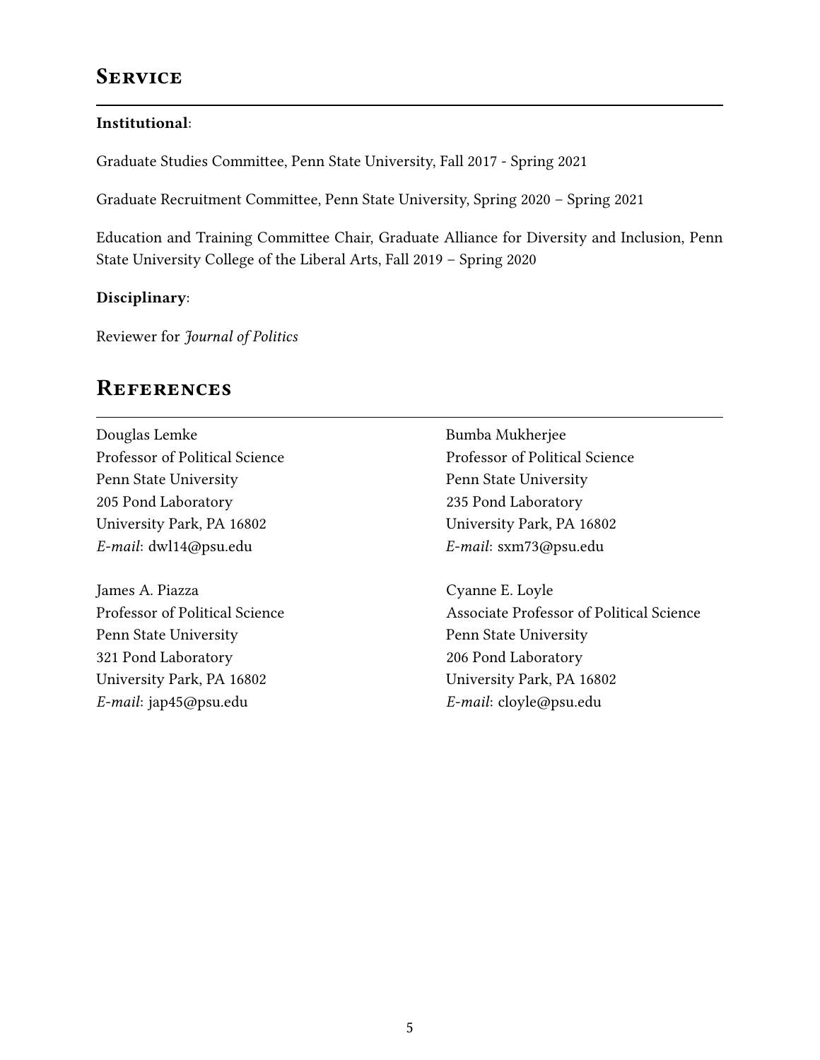## Service

**Institutional**:

Graduate Studies Committee, Penn State University, Fall 2017 - Spring 2021

Graduate Recruitment Committee, Penn State University, Spring 2020 – Spring 2021

Education and Training Committee Chair, Graduate Alliance for Diversity and Inclusion, Penn State University College of the Liberal Arts, Fall 2019 – Spring 2020

**Disciplinary**:

Reviewer for *Journal of Politics*

## References

Douglas Lemke
Professor of Political Science
Penn State University
205 Pond Laboratory
University Park, PA 16802
*E-mail*: dwl14@psu.edu

Bumba Mukherjee
Professor of Political Science
Penn State University
235 Pond Laboratory
University Park, PA 16802
*E-mail*: sxm73@psu.edu

James A. Piazza
Professor of Political Science
Penn State University
321 Pond Laboratory
University Park, PA 16802
*E-mail*: jap45@psu.edu

Cyanne E. Loyle
Associate Professor of Political Science
Penn State University
206 Pond Laboratory
University Park, PA 16802
*E-mail*: cloyle@psu.edu